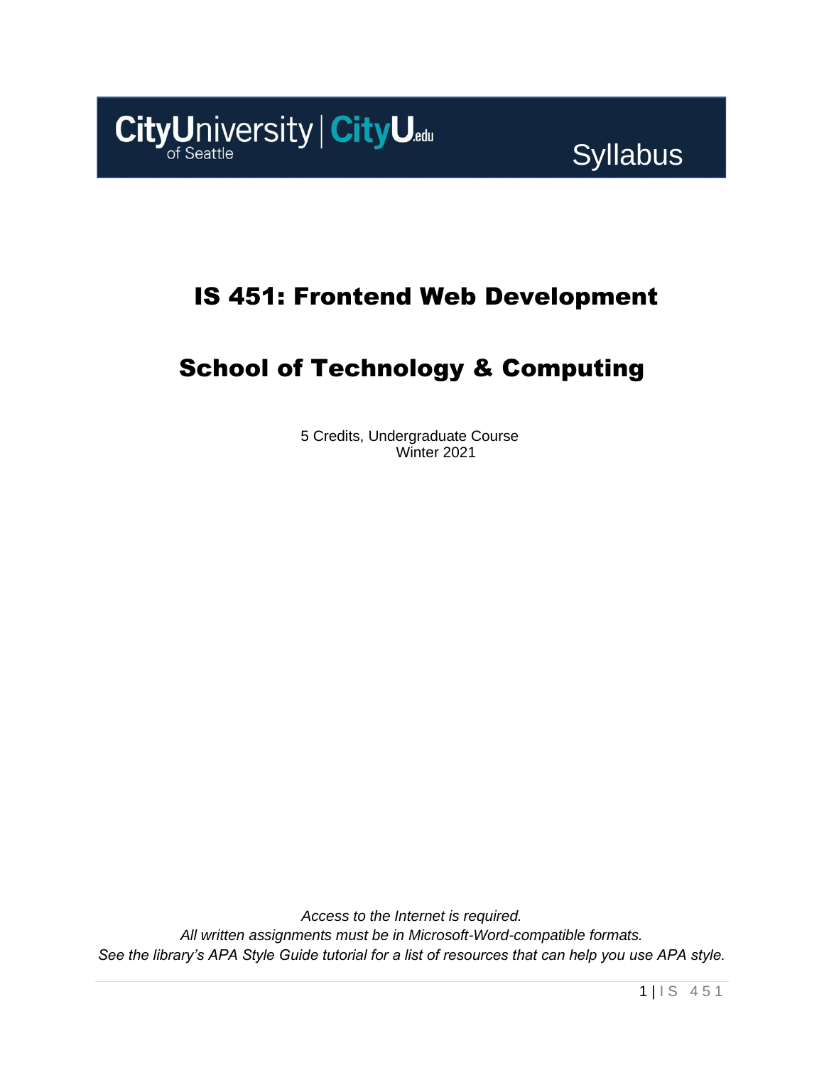CityUniversity of Seattle | CityU.edu

Syllabus

# IS 451: Frontend Web Development

# School of Technology & Computing

5 Credits, Undergraduate Course
Winter 2021

*Access to the Internet is required.*
*All written assignments must be in Microsoft-Word-compatible formats.*
*See the library's APA Style Guide tutorial for a list of resources that can help you use APA style.*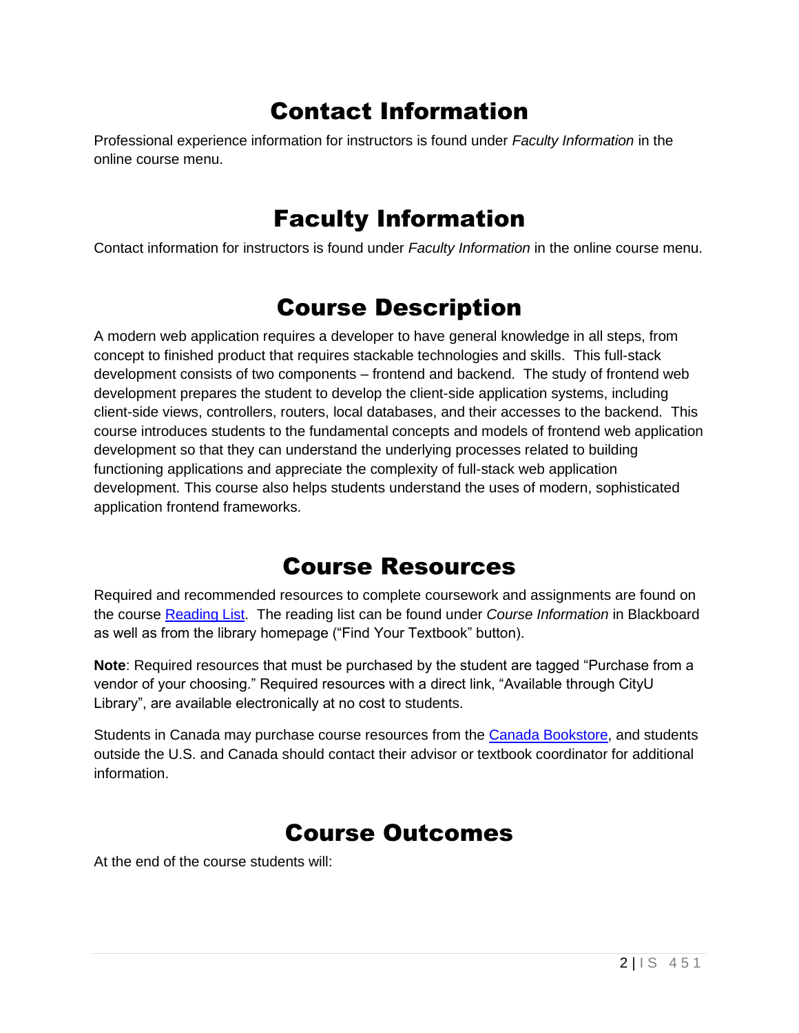# Contact Information

Professional experience information for instructors is found under *Faculty Information* in the online course menu.

# Faculty Information

Contact information for instructors is found under *Faculty Information* in the online course menu.

# Course Description

A modern web application requires a developer to have general knowledge in all steps, from concept to finished product that requires stackable technologies and skills. This full-stack development consists of two components – frontend and backend. The study of frontend web development prepares the student to develop the client-side application systems, including client-side views, controllers, routers, local databases, and their accesses to the backend. This course introduces students to the fundamental concepts and models of frontend web application development so that they can understand the underlying processes related to building functioning applications and appreciate the complexity of full-stack web application development. This course also helps students understand the uses of modern, sophisticated application frontend frameworks.

# Course Resources

Required and recommended resources to complete coursework and assignments are found on the course Reading List. The reading list can be found under *Course Information* in Blackboard as well as from the library homepage ("Find Your Textbook" button).

**Note**: Required resources that must be purchased by the student are tagged "Purchase from a vendor of your choosing." Required resources with a direct link, "Available through CityU Library", are available electronically at no cost to students.

Students in Canada may purchase course resources from the Canada Bookstore, and students outside the U.S. and Canada should contact their advisor or textbook coordinator for additional information.

# Course Outcomes

At the end of the course students will: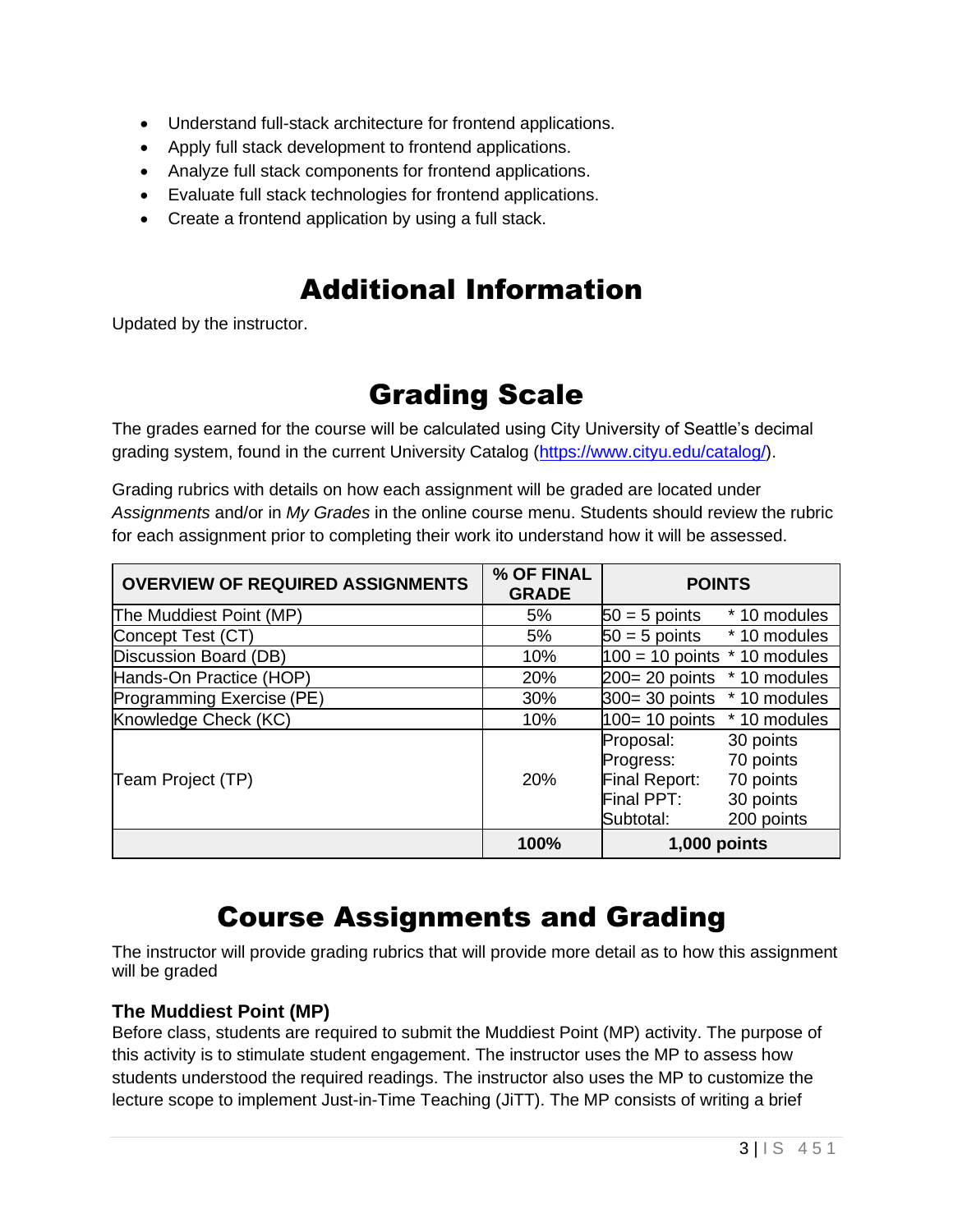- Understand full-stack architecture for frontend applications.
- Apply full stack development to frontend applications.
- Analyze full stack components for frontend applications.
- Evaluate full stack technologies for frontend applications.
- Create a frontend application by using a full stack.

# Additional Information

Updated by the instructor.

# Grading Scale

The grades earned for the course will be calculated using City University of Seattle's decimal grading system, found in the current University Catalog (https://www.cityu.edu/catalog/).

Grading rubrics with details on how each assignment will be graded are located under *Assignments* and/or in *My Grades* in the online course menu. Students should review the rubric for each assignment prior to completing their work ito understand how it will be assessed.

| OVERVIEW OF REQUIRED ASSIGNMENTS | % OF FINAL GRADE | POINTS | |
|---|---|---|---|
| The Muddiest Point (MP) | 5% | 50 = 5 points | * 10 modules |
| Concept Test (CT) | 5% | 50 = 5 points | * 10 modules |
| Discussion Board (DB) | 10% | 100 = 10 points | * 10 modules |
| Hands-On Practice (HOP) | 20% | 200= 20 points | * 10 modules |
| Programming Exercise (PE) | 30% | 300= 30 points | * 10 modules |
| Knowledge Check (KC) | 10% | 100= 10 points | * 10 modules |
| Team Project (TP) | 20% | Proposal:<br>Progress:<br>Final Report:<br>Final PPT:<br>Subtotal: | 30 points<br>70 points<br>70 points<br>30 points<br>200 points |
| | **100%** | **1,000 points** | |

# Course Assignments and Grading

The instructor will provide grading rubrics that will provide more detail as to how this assignment will be graded

### The Muddiest Point (MP)

Before class, students are required to submit the Muddiest Point (MP) activity. The purpose of this activity is to stimulate student engagement. The instructor uses the MP to assess how students understood the required readings. The instructor also uses the MP to customize the lecture scope to implement Just-in-Time Teaching (JiTT). The MP consists of writing a brief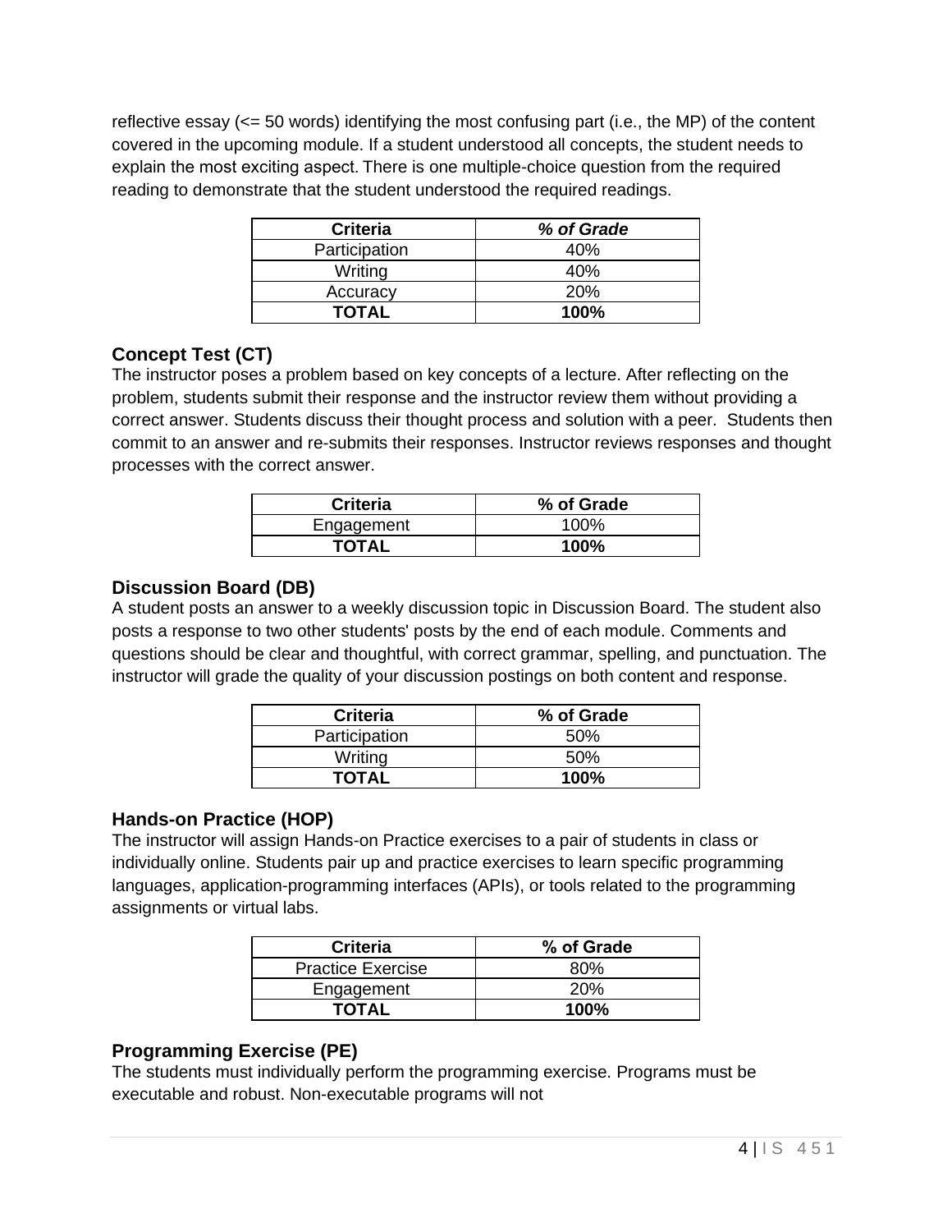reflective essay (<= 50 words) identifying the most confusing part (i.e., the MP) of the content covered in the upcoming module. If a student understood all concepts, the student needs to explain the most exciting aspect. There is one multiple-choice question from the required reading to demonstrate that the student understood the required readings.

| **Criteria** | ***% of Grade*** |
|---|---|
| Participation | 40% |
| Writing | 40% |
| Accuracy | 20% |
| **TOTAL** | **100%** |

### Concept Test (CT)

The instructor poses a problem based on key concepts of a lecture. After reflecting on the problem, students submit their response and the instructor review them without providing a correct answer. Students discuss their thought process and solution with a peer. Students then commit to an answer and re-submits their responses. Instructor reviews responses and thought processes with the correct answer.

| **Criteria** | **% of Grade** |
|---|---|
| Engagement | 100% |
| **TOTAL** | **100%** |

### Discussion Board (DB)

A student posts an answer to a weekly discussion topic in Discussion Board. The student also posts a response to two other students' posts by the end of each module. Comments and questions should be clear and thoughtful, with correct grammar, spelling, and punctuation. The instructor will grade the quality of your discussion postings on both content and response.

| **Criteria** | **% of Grade** |
|---|---|
| Participation | 50% |
| Writing | 50% |
| **TOTAL** | **100%** |

### Hands-on Practice (HOP)

The instructor will assign Hands-on Practice exercises to a pair of students in class or individually online. Students pair up and practice exercises to learn specific programming languages, application-programming interfaces (APIs), or tools related to the programming assignments or virtual labs.

| **Criteria** | **% of Grade** |
|---|---|
| Practice Exercise | 80% |
| Engagement | 20% |
| **TOTAL** | **100%** |

### Programming Exercise (PE)

The students must individually perform the programming exercise. Programs must be executable and robust. Non-executable programs will not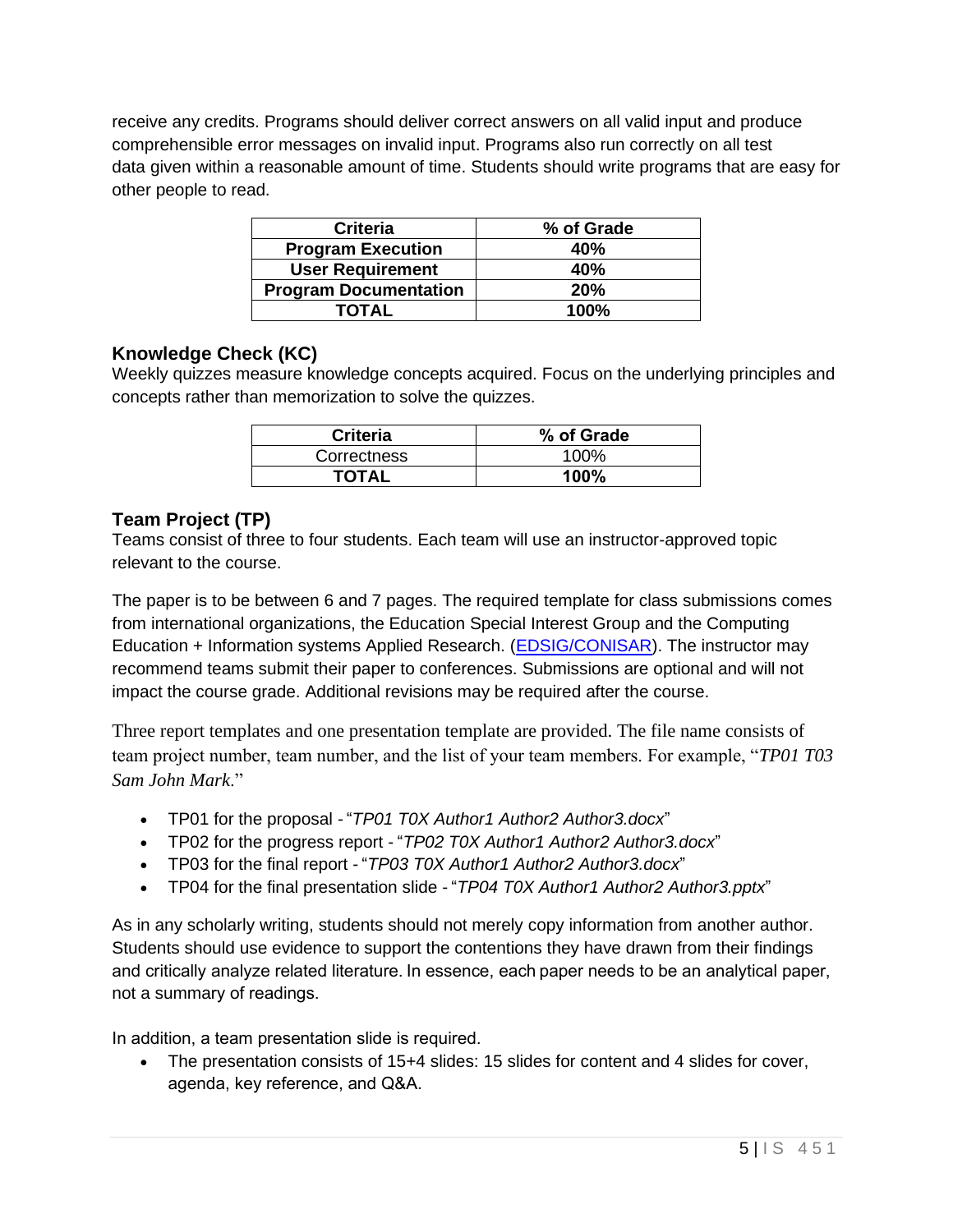receive any credits. Programs should deliver correct answers on all valid input and produce comprehensible error messages on invalid input. Programs also run correctly on all test data given within a reasonable amount of time. Students should write programs that are easy for other people to read.

| Criteria | % of Grade |
|---|---|
| **Program Execution** | **40%** |
| **User Requirement** | **40%** |
| **Program Documentation** | **20%** |
| **TOTAL** | **100%** |

### Knowledge Check (KC)

Weekly quizzes measure knowledge concepts acquired. Focus on the underlying principles and concepts rather than memorization to solve the quizzes.

| Criteria | % of Grade |
|---|---|
| Correctness | 100% |
| **TOTAL** | **100%** |

### Team Project (TP)

Teams consist of three to four students. Each team will use an instructor-approved topic relevant to the course.

The paper is to be between 6 and 7 pages. The required template for class submissions comes from international organizations, the Education Special Interest Group and the Computing Education + Information systems Applied Research. ([EDSIG/CONISAR]). The instructor may recommend teams submit their paper to conferences. Submissions are optional and will not impact the course grade. Additional revisions may be required after the course.

Three report templates and one presentation template are provided. The file name consists of team project number, team number, and the list of your team members. For example, "*TP01 T03 Sam John Mark*."

- TP01 for the proposal - "*TP01 T0X Author1 Author2 Author3.docx*"
- TP02 for the progress report - "*TP02 T0X Author1 Author2 Author3.docx*"
- TP03 for the final report - "*TP03 T0X Author1 Author2 Author3.docx*"
- TP04 for the final presentation slide - "*TP04 T0X Author1 Author2 Author3.pptx*"

As in any scholarly writing, students should not merely copy information from another author. Students should use evidence to support the contentions they have drawn from their findings and critically analyze related literature. In essence, each paper needs to be an analytical paper, not a summary of readings.

In addition, a team presentation slide is required.

- The presentation consists of 15+4 slides: 15 slides for content and 4 slides for cover, agenda, key reference, and Q&A.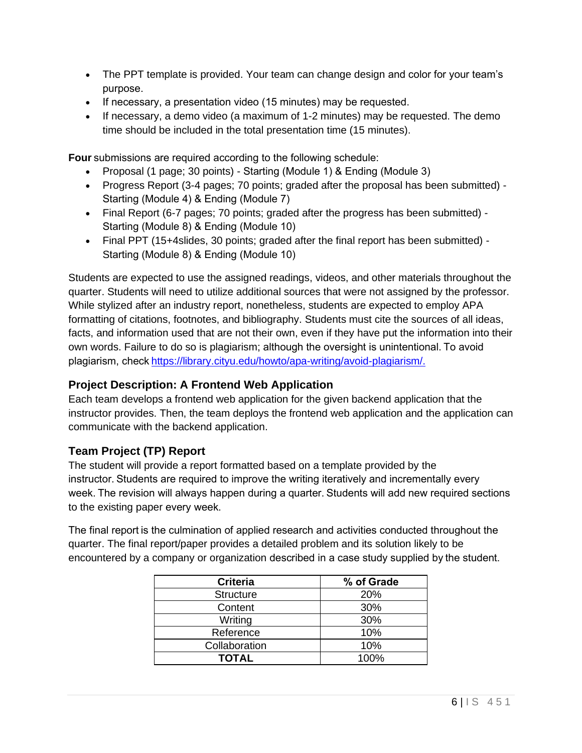- The PPT template is provided. Your team can change design and color for your team's purpose.
- If necessary, a presentation video (15 minutes) may be requested.
- If necessary, a demo video (a maximum of 1-2 minutes) may be requested. The demo time should be included in the total presentation time (15 minutes).

**Four** submissions are required according to the following schedule:

- Proposal (1 page; 30 points) - Starting (Module 1) & Ending (Module 3)
- Progress Report (3-4 pages; 70 points; graded after the proposal has been submitted) - Starting (Module 4) & Ending (Module 7)
- Final Report (6-7 pages; 70 points; graded after the progress has been submitted) - Starting (Module 8) & Ending (Module 10)
- Final PPT (15+4slides, 30 points; graded after the final report has been submitted) - Starting (Module 8) & Ending (Module 10)

Students are expected to use the assigned readings, videos, and other materials throughout the quarter. Students will need to utilize additional sources that were not assigned by the professor. While stylized after an industry report, nonetheless, students are expected to employ APA formatting of citations, footnotes, and bibliography. Students must cite the sources of all ideas, facts, and information used that are not their own, even if they have put the information into their own words. Failure to do so is plagiarism; although the oversight is unintentional. To avoid plagiarism, check https://library.cityu.edu/howto/apa-writing/avoid-plagiarism/.

### Project Description: A Frontend Web Application

Each team develops a frontend web application for the given backend application that the instructor provides. Then, the team deploys the frontend web application and the application can communicate with the backend application.

### Team Project (TP) Report

The student will provide a report formatted based on a template provided by the instructor. Students are required to improve the writing iteratively and incrementally every week. The revision will always happen during a quarter. Students will add new required sections to the existing paper every week.

The final report is the culmination of applied research and activities conducted throughout the quarter. The final report/paper provides a detailed problem and its solution likely to be encountered by a company or organization described in a case study supplied by the student.

| Criteria | % of Grade |
|---|---|
| Structure | 20% |
| Content | 30% |
| Writing | 30% |
| Reference | 10% |
| Collaboration | 10% |
| **TOTAL** | 100% |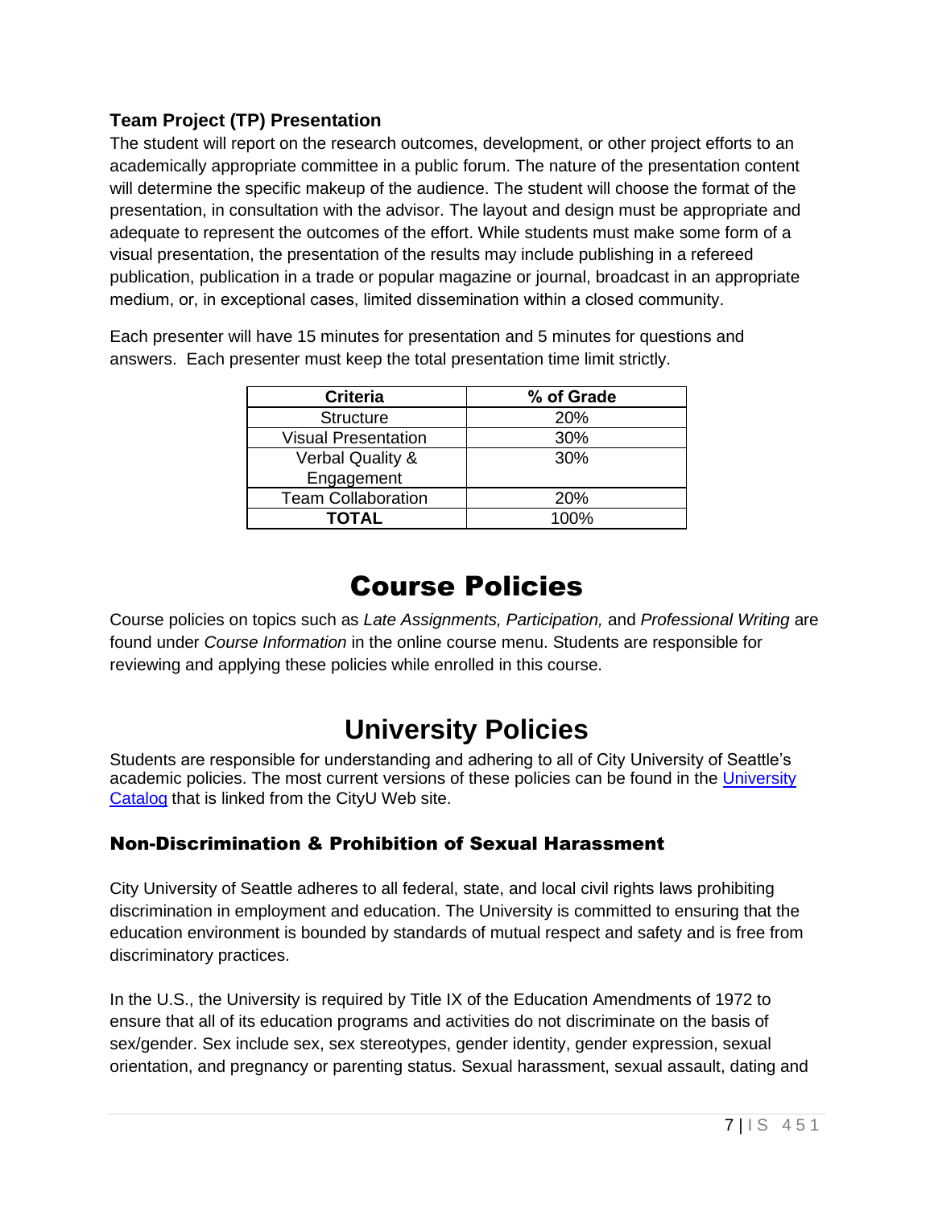### Team Project (TP) Presentation

The student will report on the research outcomes, development, or other project efforts to an academically appropriate committee in a public forum. The nature of the presentation content will determine the specific makeup of the audience. The student will choose the format of the presentation, in consultation with the advisor. The layout and design must be appropriate and adequate to represent the outcomes of the effort. While students must make some form of a visual presentation, the presentation of the results may include publishing in a refereed publication, publication in a trade or popular magazine or journal, broadcast in an appropriate medium, or, in exceptional cases, limited dissemination within a closed community.

Each presenter will have 15 minutes for presentation and 5 minutes for questions and answers. Each presenter must keep the total presentation time limit strictly.

| Criteria | % of Grade |
| --- | --- |
| Structure | 20% |
| Visual Presentation | 30% |
| Verbal Quality & Engagement | 30% |
| Team Collaboration | 20% |
| **TOTAL** | 100% |

# Course Policies

Course policies on topics such as *Late Assignments, Participation,* and *Professional Writing* are found under *Course Information* in the online course menu. Students are responsible for reviewing and applying these policies while enrolled in this course.

# University Policies

Students are responsible for understanding and adhering to all of City University of Seattle's academic policies. The most current versions of these policies can be found in the University Catalog that is linked from the CityU Web site.

### Non-Discrimination & Prohibition of Sexual Harassment

City University of Seattle adheres to all federal, state, and local civil rights laws prohibiting discrimination in employment and education. The University is committed to ensuring that the education environment is bounded by standards of mutual respect and safety and is free from discriminatory practices.

In the U.S., the University is required by Title IX of the Education Amendments of 1972 to ensure that all of its education programs and activities do not discriminate on the basis of sex/gender. Sex include sex, sex stereotypes, gender identity, gender expression, sexual orientation, and pregnancy or parenting status. Sexual harassment, sexual assault, dating and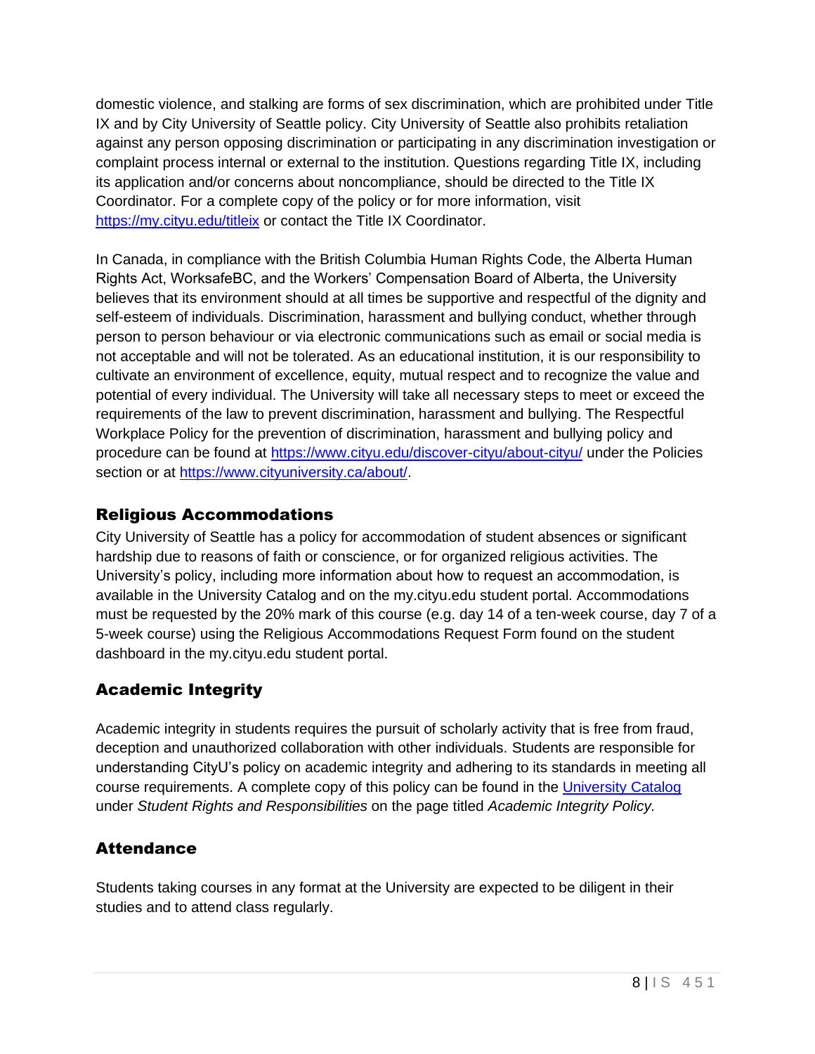domestic violence, and stalking are forms of sex discrimination, which are prohibited under Title IX and by City University of Seattle policy. City University of Seattle also prohibits retaliation against any person opposing discrimination or participating in any discrimination investigation or complaint process internal or external to the institution. Questions regarding Title IX, including its application and/or concerns about noncompliance, should be directed to the Title IX Coordinator. For a complete copy of the policy or for more information, visit [https://my.cityu.edu/titleix](https://my.cityu.edu/titleix) or contact the Title IX Coordinator.

In Canada, in compliance with the British Columbia Human Rights Code, the Alberta Human Rights Act, WorksafeBC, and the Workers' Compensation Board of Alberta, the University believes that its environment should at all times be supportive and respectful of the dignity and self-esteem of individuals. Discrimination, harassment and bullying conduct, whether through person to person behaviour or via electronic communications such as email or social media is not acceptable and will not be tolerated. As an educational institution, it is our responsibility to cultivate an environment of excellence, equity, mutual respect and to recognize the value and potential of every individual. The University will take all necessary steps to meet or exceed the requirements of the law to prevent discrimination, harassment and bullying. The Respectful Workplace Policy for the prevention of discrimination, harassment and bullying policy and procedure can be found at [https://www.cityu.edu/discover-cityu/about-cityu/](https://www.cityu.edu/discover-cityu/about-cityu/) under the Policies section or at [https://www.cityuniversity.ca/about/](https://www.cityuniversity.ca/about/).

## Religious Accommodations

City University of Seattle has a policy for accommodation of student absences or significant hardship due to reasons of faith or conscience, or for organized religious activities. The University's policy, including more information about how to request an accommodation, is available in the University Catalog and on the my.cityu.edu student portal. Accommodations must be requested by the 20% mark of this course (e.g. day 14 of a ten-week course, day 7 of a 5-week course) using the Religious Accommodations Request Form found on the student dashboard in the my.cityu.edu student portal.

## Academic Integrity

Academic integrity in students requires the pursuit of scholarly activity that is free from fraud, deception and unauthorized collaboration with other individuals. Students are responsible for understanding CityU's policy on academic integrity and adhering to its standards in meeting all course requirements. A complete copy of this policy can be found in the University Catalog under *Student Rights and Responsibilities* on the page titled *Academic Integrity Policy.*

## Attendance

Students taking courses in any format at the University are expected to be diligent in their studies and to attend class regularly.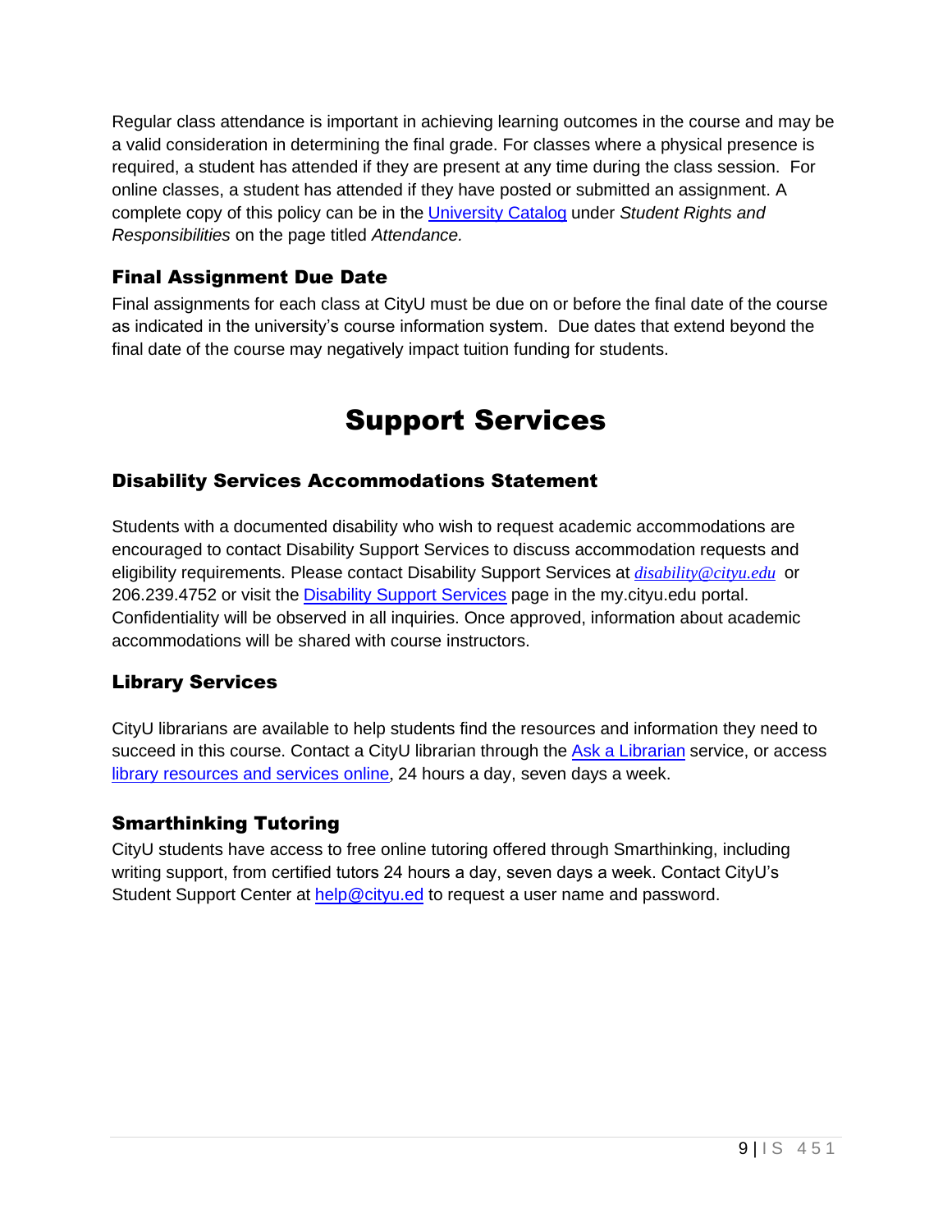Regular class attendance is important in achieving learning outcomes in the course and may be a valid consideration in determining the final grade. For classes where a physical presence is required, a student has attended if they are present at any time during the class session. For online classes, a student has attended if they have posted or submitted an assignment. A complete copy of this policy can be in the University Catalog under *Student Rights and Responsibilities* on the page titled *Attendance.*

### Final Assignment Due Date

Final assignments for each class at CityU must be due on or before the final date of the course as indicated in the university's course information system. Due dates that extend beyond the final date of the course may negatively impact tuition funding for students.

## Support Services

### Disability Services Accommodations Statement

Students with a documented disability who wish to request academic accommodations are encouraged to contact Disability Support Services to discuss accommodation requests and eligibility requirements. Please contact Disability Support Services at *disability@cityu.edu* or 206.239.4752 or visit the Disability Support Services page in the my.cityu.edu portal. Confidentiality will be observed in all inquiries. Once approved, information about academic accommodations will be shared with course instructors.

### Library Services

CityU librarians are available to help students find the resources and information they need to succeed in this course. Contact a CityU librarian through the Ask a Librarian service, or access library resources and services online, 24 hours a day, seven days a week.

### Smarthinking Tutoring

CityU students have access to free online tutoring offered through Smarthinking, including writing support, from certified tutors 24 hours a day, seven days a week. Contact CityU's Student Support Center at help@cityu.ed to request a user name and password.